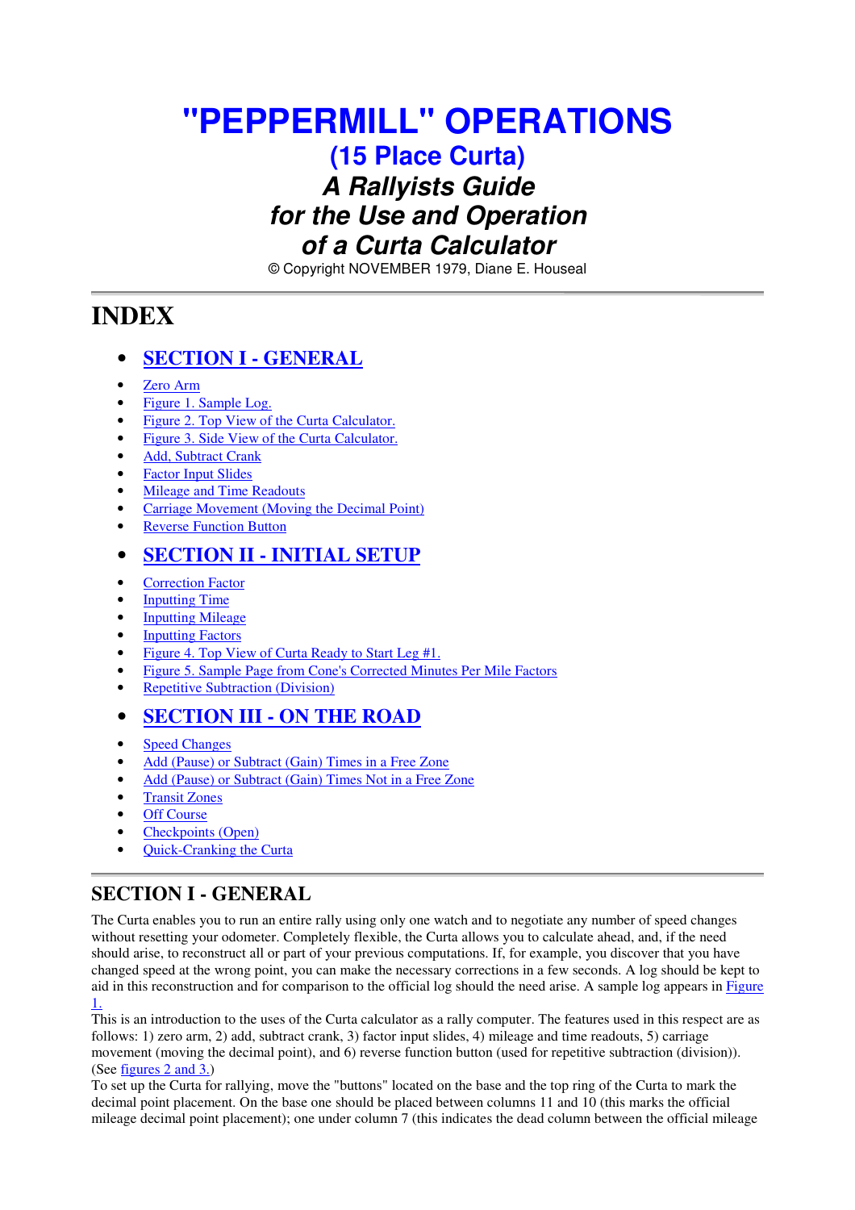# "PEPPERMILL" OPERATIONS

## (15 Place Curta)

## *A Rallyists Guide for the Use and Operation of a Curta Calculator*

© Copyright NOVEMBER 1979, Diane E. Houseal

---

# INDEX

- **SECTION I - GENERAL**
- Zero Arm
- Figure 1. Sample Log.
- Figure 2. Top View of the Curta Calculator.
- Figure 3. Side View of the Curta Calculator.
- Add, Subtract Crank
- Factor Input Slides
- Mileage and Time Readouts
- Carriage Movement (Moving the Decimal Point)
- Reverse Function Button
- **SECTION II - INITIAL SETUP**
- Correction Factor
- Inputting Time
- Inputting Mileage
- Inputting Factors
- Figure 4. Top View of Curta Ready to Start Leg #1.
- Figure 5. Sample Page from Cone's Corrected Minutes Per Mile Factors
- Repetitive Subtraction (Division)
- **SECTION III - ON THE ROAD**
- Speed Changes
- Add (Pause) or Subtract (Gain) Times in a Free Zone
- Add (Pause) or Subtract (Gain) Times Not in a Free Zone
- Transit Zones
- Off Course
- Checkpoints (Open)
- Quick-Cranking the Curta

---

## SECTION I - GENERAL

The Curta enables you to run an entire rally using only one watch and to negotiate any number of speed changes without resetting your odometer. Completely flexible, the Curta allows you to calculate ahead, and, if the need should arise, to reconstruct all or part of your previous computations. If, for example, you discover that you have changed speed at the wrong point, you can make the necessary corrections in a few seconds. A log should be kept to aid in this reconstruction and for comparison to the official log should the need arise. A sample log appears in Figure 1.

This is an introduction to the uses of the Curta calculator as a rally computer. The features used in this respect are as follows: 1) zero arm, 2) add, subtract crank, 3) factor input slides, 4) mileage and time readouts, 5) carriage movement (moving the decimal point), and 6) reverse function button (used for repetitive subtraction (division)). (See figures 2 and 3.)

To set up the Curta for rallying, move the "buttons" located on the base and the top ring of the Curta to mark the decimal point placement. On the base one should be placed between columns 11 and 10 (this marks the official mileage decimal point placement); one under column 7 (this indicates the dead column between the official mileage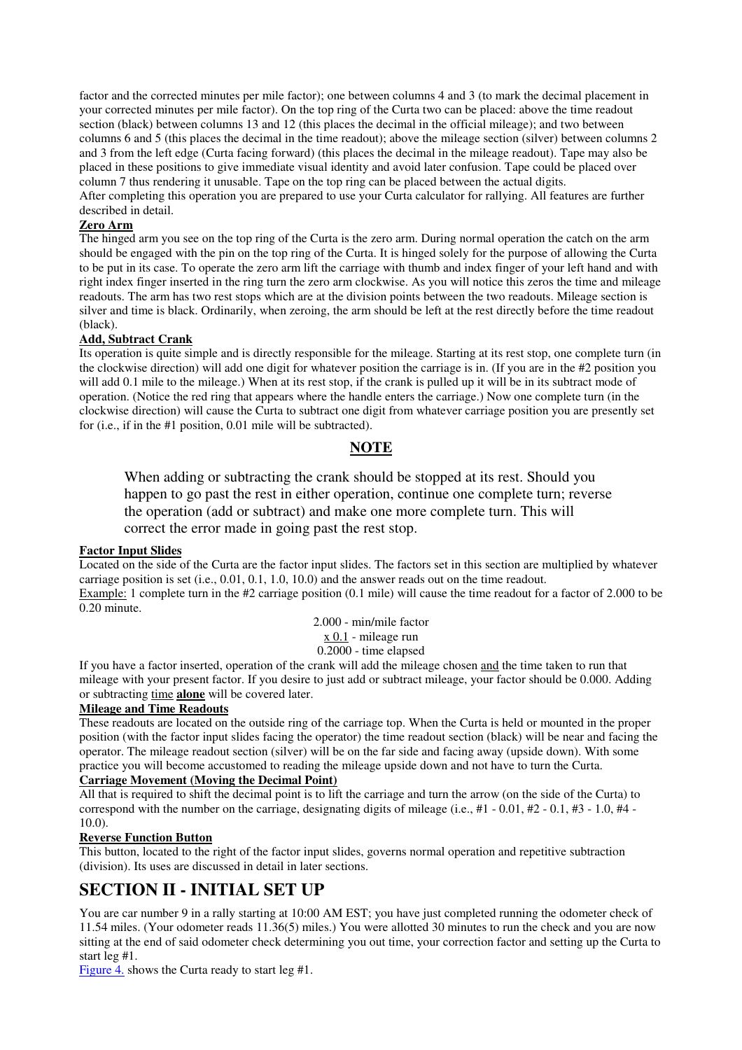factor and the corrected minutes per mile factor); one between columns 4 and 3 (to mark the decimal placement in your corrected minutes per mile factor). On the top ring of the Curta two can be placed: above the time readout section (black) between columns 13 and 12 (this places the decimal in the official mileage); and two between columns 6 and 5 (this places the decimal in the time readout); above the mileage section (silver) between columns 2 and 3 from the left edge (Curta facing forward) (this places the decimal in the mileage readout). Tape may also be placed in these positions to give immediate visual identity and avoid later confusion. Tape could be placed over column 7 thus rendering it unusable. Tape on the top ring can be placed between the actual digits.
After completing this operation you are prepared to use your Curta calculator for rallying. All features are further described in detail.

**Zero Arm**

The hinged arm you see on the top ring of the Curta is the zero arm. During normal operation the catch on the arm should be engaged with the pin on the top ring of the Curta. It is hinged solely for the purpose of allowing the Curta to be put in its case. To operate the zero arm lift the carriage with thumb and index finger of your left hand and with right index finger inserted in the ring turn the zero arm clockwise. As you will notice this zeros the time and mileage readouts. The arm has two rest stops which are at the division points between the two readouts. Mileage section is silver and time is black. Ordinarily, when zeroing, the arm should be left at the rest directly before the time readout (black).

**Add, Subtract Crank**

Its operation is quite simple and is directly responsible for the mileage. Starting at its rest stop, one complete turn (in the clockwise direction) will add one digit for whatever position the carriage is in. (If you are in the #2 position you will add 0.1 mile to the mileage.) When at its rest stop, if the crank is pulled up it will be in its subtract mode of operation. (Notice the red ring that appears where the handle enters the carriage.) Now one complete turn (in the clockwise direction) will cause the Curta to subtract one digit from whatever carriage position you are presently set for (i.e., if in the #1 position, 0.01 mile will be subtracted).

**NOTE**

> When adding or subtracting the crank should be stopped at its rest. Should you happen to go past the rest in either operation, continue one complete turn; reverse the operation (add or subtract) and make one more complete turn. This will correct the error made in going past the rest stop.

**Factor Input Slides**

Located on the side of the Curta are the factor input slides. The factors set in this section are multiplied by whatever carriage position is set (i.e., 0.01, 0.1, 1.0, 10.0) and the answer reads out on the time readout.
Example: 1 complete turn in the #2 carriage position (0.1 mile) will cause the time readout for a factor of 2.000 to be 0.20 minute.

2.000 - min/mile factor
x 0.1 - mileage run
0.2000 - time elapsed

If you have a factor inserted, operation of the crank will add the mileage chosen and the time taken to run that mileage with your present factor. If you desire to just add or subtract mileage, your factor should be 0.000. Adding or subtracting time **alone** will be covered later.

**Mileage and Time Readouts**

These readouts are located on the outside ring of the carriage top. When the Curta is held or mounted in the proper position (with the factor input slides facing the operator) the time readout section (black) will be near and facing the operator. The mileage readout section (silver) will be on the far side and facing away (upside down). With some practice you will become accustomed to reading the mileage upside down and not have to turn the Curta.

**Carriage Movement (Moving the Decimal Point)**

All that is required to shift the decimal point is to lift the carriage and turn the arrow (on the side of the Curta) to correspond with the number on the carriage, designating digits of mileage (i.e., #1 - 0.01, #2 - 0.1, #3 - 1.0, #4 - 10.0).

**Reverse Function Button**

This button, located to the right of the factor input slides, governs normal operation and repetitive subtraction (division). Its uses are discussed in detail in later sections.

## SECTION II - INITIAL SET UP

You are car number 9 in a rally starting at 10:00 AM EST; you have just completed running the odometer check of 11.54 miles. (Your odometer reads 11.36(5) miles.) You were allotted 30 minutes to run the check and you are now sitting at the end of said odometer check determining you out time, your correction factor and setting up the Curta to start leg #1.
Figure 4. shows the Curta ready to start leg #1.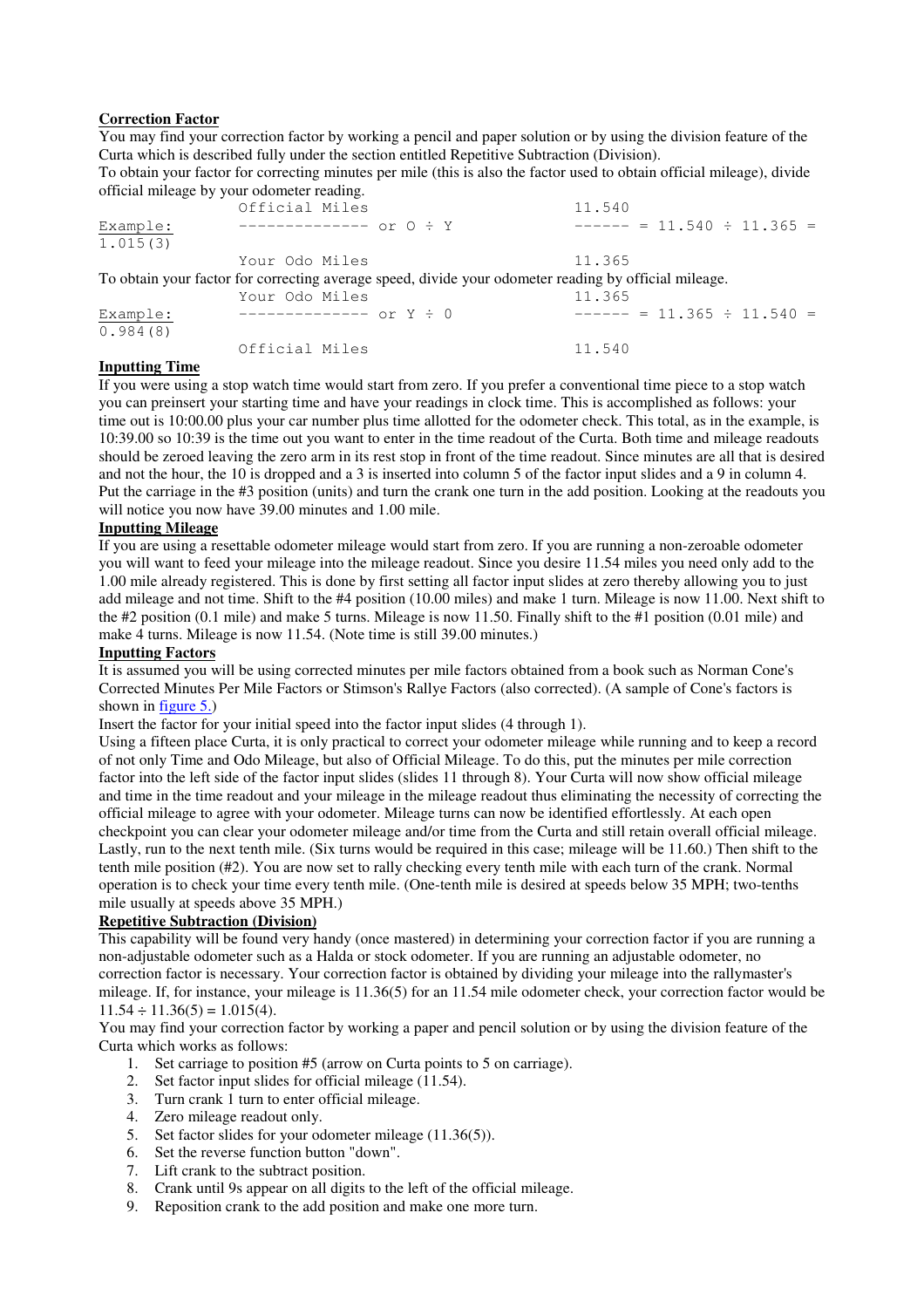**Correction Factor**

You may find your correction factor by working a pencil and paper solution or by using the division feature of the Curta which is described fully under the section entitled Repetitive Subtraction (Division).

To obtain your factor for correcting minutes per mile (this is also the factor used to obtain official mileage), divide official mileage by your odometer reading.

```
                 Official Miles                          11.540
Example:         -------------- or O ÷ Y                 ------ = 11.540 ÷ 11.365 = 1.015(3)
                 Your Odo Miles                          11.365
```

To obtain your factor for correcting average speed, divide your odometer reading by official mileage.

```
                 Your Odo Miles                          11.365
Example:         -------------- or Y ÷ 0                 ------ = 11.365 ÷ 11.540 = 0.984(8)
                 Official Miles                          11.540
```

**Inputting Time**

If you were using a stop watch time would start from zero. If you prefer a conventional time piece to a stop watch you can preinsert your starting time and have your readings in clock time. This is accomplished as follows: your time out is 10:00.00 plus your car number plus time allotted for the odometer check. This total, as in the example, is 10:39.00 so 10:39 is the time out you want to enter in the time readout of the Curta. Both time and mileage readouts should be zeroed leaving the zero arm in its rest stop in front of the time readout. Since minutes are all that is desired and not the hour, the 10 is dropped and a 3 is inserted into column 5 of the factor input slides and a 9 in column 4. Put the carriage in the #3 position (units) and turn the crank one turn in the add position. Looking at the readouts you will notice you now have 39.00 minutes and 1.00 mile.

**Inputting Mileage**

If you are using a resettable odometer mileage would start from zero. If you are running a non-zeroable odometer you will want to feed your mileage into the mileage readout. Since you desire 11.54 miles you need only add to the 1.00 mile already registered. This is done by first setting all factor input slides at zero thereby allowing you to just add mileage and not time. Shift to the #4 position (10.00 miles) and make 1 turn. Mileage is now 11.00. Next shift to the #2 position (0.1 mile) and make 5 turns. Mileage is now 11.50. Finally shift to the #1 position (0.01 mile) and make 4 turns. Mileage is now 11.54. (Note time is still 39.00 minutes.)

**Inputting Factors**

It is assumed you will be using corrected minutes per mile factors obtained from a book such as Norman Cone's Corrected Minutes Per Mile Factors or Stimson's Rallye Factors (also corrected). (A sample of Cone's factors is shown in figure 5.)

Insert the factor for your initial speed into the factor input slides (4 through 1).

Using a fifteen place Curta, it is only practical to correct your odometer mileage while running and to keep a record of not only Time and Odo Mileage, but also of Official Mileage. To do this, put the minutes per mile correction factor into the left side of the factor input slides (slides 11 through 8). Your Curta will now show official mileage and time in the time readout and your mileage in the mileage readout thus eliminating the necessity of correcting the official mileage to agree with your odometer. Mileage turns can now be identified effortlessly. At each open checkpoint you can clear your odometer mileage and/or time from the Curta and still retain overall official mileage. Lastly, run to the next tenth mile. (Six turns would be required in this case; mileage will be 11.60.) Then shift to the tenth mile position (#2). You are now set to rally checking every tenth mile with each turn of the crank. Normal operation is to check your time every tenth mile. (One-tenth mile is desired at speeds below 35 MPH; two-tenths mile usually at speeds above 35 MPH.)

**Repetitive Subtraction (Division)**

This capability will be found very handy (once mastered) in determining your correction factor if you are running a non-adjustable odometer such as a Halda or stock odometer. If you are running an adjustable odometer, no correction factor is necessary. Your correction factor is obtained by dividing your mileage into the rallymaster's mileage. If, for instance, your mileage is 11.36(5) for an 11.54 mile odometer check, your correction factor would be 11.54 ÷ 11.36(5) = 1.015(4).

You may find your correction factor by working a paper and pencil solution or by using the division feature of the Curta which works as follows:

1. Set carriage to position #5 (arrow on Curta points to 5 on carriage).
2. Set factor input slides for official mileage (11.54).
3. Turn crank 1 turn to enter official mileage.
4. Zero mileage readout only.
5. Set factor slides for your odometer mileage (11.36(5)).
6. Set the reverse function button "down".
7. Lift crank to the subtract position.
8. Crank until 9s appear on all digits to the left of the official mileage.
9. Reposition crank to the add position and make one more turn.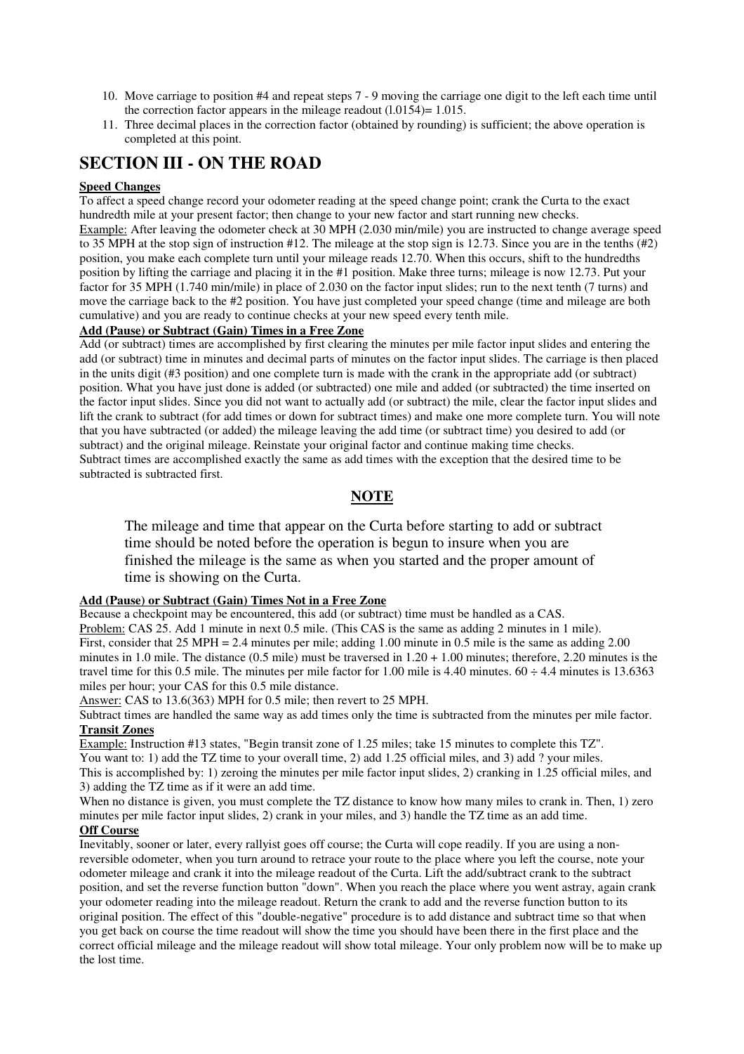10. Move carriage to position #4 and repeat steps 7 - 9 moving the carriage one digit to the left each time until the correction factor appears in the mileage readout (l.0154)= 1.015.
11. Three decimal places in the correction factor (obtained by rounding) is sufficient; the above operation is completed at this point.

# SECTION III - ON THE ROAD

**Speed Changes**

To affect a speed change record your odometer reading at the speed change point; crank the Curta to the exact hundredth mile at your present factor; then change to your new factor and start running new checks.

Example: After leaving the odometer check at 30 MPH (2.030 min/mile) you are instructed to change average speed to 35 MPH at the stop sign of instruction #12. The mileage at the stop sign is 12.73. Since you are in the tenths (#2) position, you make each complete turn until your mileage reads 12.70. When this occurs, shift to the hundredths position by lifting the carriage and placing it in the #1 position. Make three turns; mileage is now 12.73. Put your factor for 35 MPH (1.740 min/mile) in place of 2.030 on the factor input slides; run to the next tenth (7 turns) and move the carriage back to the #2 position. You have just completed your speed change (time and mileage are both cumulative) and you are ready to continue checks at your new speed every tenth mile.

**Add (Pause) or Subtract (Gain) Times in a Free Zone**

Add (or subtract) times are accomplished by first clearing the minutes per mile factor input slides and entering the add (or subtract) time in minutes and decimal parts of minutes on the factor input slides. The carriage is then placed in the units digit (#3 position) and one complete turn is made with the crank in the appropriate add (or subtract) position. What you have just done is added (or subtracted) one mile and added (or subtracted) the time inserted on the factor input slides. Since you did not want to actually add (or subtract) the mile, clear the factor input slides and lift the crank to subtract (for add times or down for subtract times) and make one more complete turn. You will note that you have subtracted (or added) the mileage leaving the add time (or subtract time) you desired to add (or subtract) and the original mileage. Reinstate your original factor and continue making time checks.

Subtract times are accomplished exactly the same as add times with the exception that the desired time to be subtracted is subtracted first.

**NOTE**

> The mileage and time that appear on the Curta before starting to add or subtract time should be noted before the operation is begun to insure when you are finished the mileage is the same as when you started and the proper amount of time is showing on the Curta.

**Add (Pause) or Subtract (Gain) Times Not in a Free Zone**

Because a checkpoint may be encountered, this add (or subtract) time must be handled as a CAS.

Problem: CAS 25. Add 1 minute in next 0.5 mile. (This CAS is the same as adding 2 minutes in 1 mile).

First, consider that 25 MPH = 2.4 minutes per mile; adding 1.00 minute in 0.5 mile is the same as adding 2.00 minutes in 1.0 mile. The distance (0.5 mile) must be traversed in 1.20 + 1.00 minutes; therefore, 2.20 minutes is the travel time for this 0.5 mile. The minutes per mile factor for 1.00 mile is 4.40 minutes. 60 ÷ 4.4 minutes is 13.6363 miles per hour; your CAS for this 0.5 mile distance.

Answer: CAS to 13.6(363) MPH for 0.5 mile; then revert to 25 MPH.

Subtract times are handled the same way as add times only the time is subtracted from the minutes per mile factor.

**Transit Zones**

Example: Instruction #13 states, "Begin transit zone of 1.25 miles; take 15 minutes to complete this TZ".

You want to: 1) add the TZ time to your overall time, 2) add 1.25 official miles, and 3) add ? your miles.

This is accomplished by: 1) zeroing the minutes per mile factor input slides, 2) cranking in 1.25 official miles, and 3) adding the TZ time as if it were an add time.

When no distance is given, you must complete the TZ distance to know how many miles to crank in. Then, 1) zero minutes per mile factor input slides, 2) crank in your miles, and 3) handle the TZ time as an add time.

**Off Course**

Inevitably, sooner or later, every rallyist goes off course; the Curta will cope readily. If you are using a non-reversible odometer, when you turn around to retrace your route to the place where you left the course, note your odometer mileage and crank it into the mileage readout of the Curta. Lift the add/subtract crank to the subtract position, and set the reverse function button "down". When you reach the place where you went astray, again crank your odometer reading into the mileage readout. Return the crank to add and the reverse function button to its original position. The effect of this "double-negative" procedure is to add distance and subtract time so that when you get back on course the time readout will show the time you should have been there in the first place and the correct official mileage and the mileage readout will show total mileage. Your only problem now will be to make up the lost time.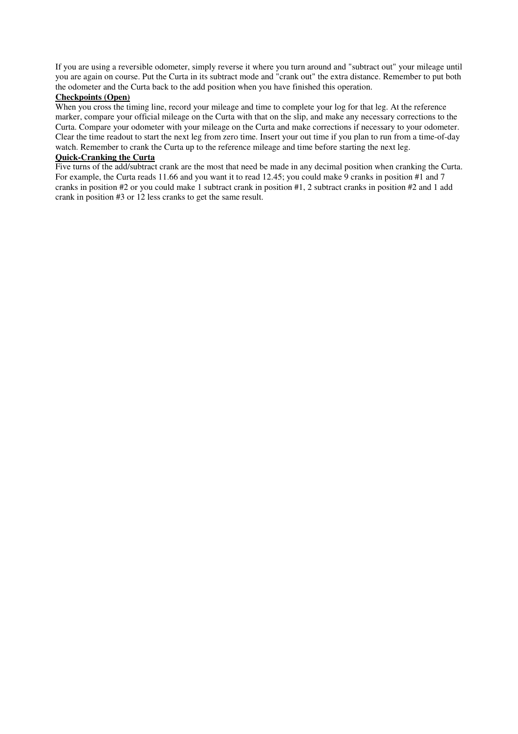If you are using a reversible odometer, simply reverse it where you turn around and "subtract out" your mileage until you are again on course. Put the Curta in its subtract mode and "crank out" the extra distance. Remember to put both the odometer and the Curta back to the add position when you have finished this operation.

### Checkpoints (Open)

When you cross the timing line, record your mileage and time to complete your log for that leg. At the reference marker, compare your official mileage on the Curta with that on the slip, and make any necessary corrections to the Curta. Compare your odometer with your mileage on the Curta and make corrections if necessary to your odometer. Clear the time readout to start the next leg from zero time. Insert your out time if you plan to run from a time-of-day watch. Remember to crank the Curta up to the reference mileage and time before starting the next leg.

### Quick-Cranking the Curta

Five turns of the add/subtract crank are the most that need be made in any decimal position when cranking the Curta. For example, the Curta reads 11.66 and you want it to read 12.45; you could make 9 cranks in position #1 and 7 cranks in position #2 or you could make 1 subtract crank in position #1, 2 subtract cranks in position #2 and 1 add crank in position #3 or 12 less cranks to get the same result.